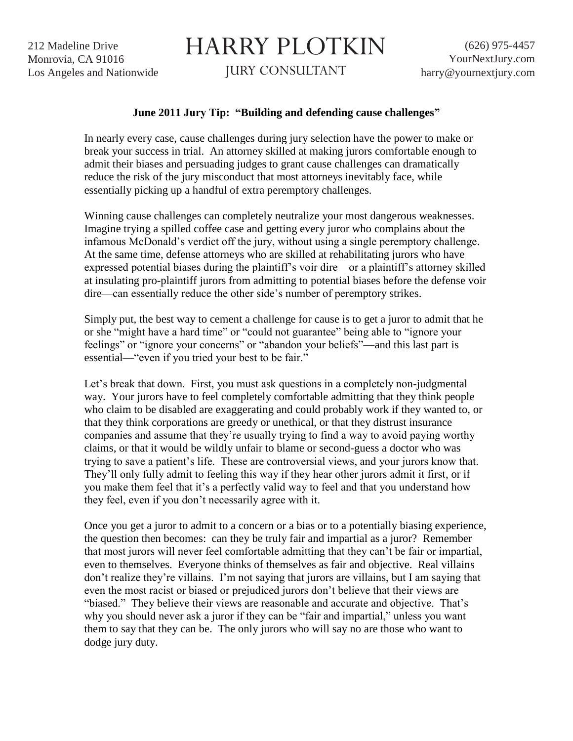212 Madeline Drive
Monrovia, CA 91016
Los Angeles and Nationwide

# HARRY PLOTKIN

JURY CONSULTANT

(626) 975-4457
YourNextJury.com
harry@yournextjury.com

**June 2011 Jury Tip: "Building and defending cause challenges"**

In nearly every case, cause challenges during jury selection have the power to make or break your success in trial. An attorney skilled at making jurors comfortable enough to admit their biases and persuading judges to grant cause challenges can dramatically reduce the risk of the jury misconduct that most attorneys inevitably face, while essentially picking up a handful of extra peremptory challenges.

Winning cause challenges can completely neutralize your most dangerous weaknesses. Imagine trying a spilled coffee case and getting every juror who complains about the infamous McDonald's verdict off the jury, without using a single peremptory challenge. At the same time, defense attorneys who are skilled at rehabilitating jurors who have expressed potential biases during the plaintiff's voir dire—or a plaintiff's attorney skilled at insulating pro-plaintiff jurors from admitting to potential biases before the defense voir dire—can essentially reduce the other side's number of peremptory strikes.

Simply put, the best way to cement a challenge for cause is to get a juror to admit that he or she "might have a hard time" or "could not guarantee" being able to "ignore your feelings" or "ignore your concerns" or "abandon your beliefs"—and this last part is essential—"even if you tried your best to be fair."

Let's break that down. First, you must ask questions in a completely non-judgmental way. Your jurors have to feel completely comfortable admitting that they think people who claim to be disabled are exaggerating and could probably work if they wanted to, or that they think corporations are greedy or unethical, or that they distrust insurance companies and assume that they're usually trying to find a way to avoid paying worthy claims, or that it would be wildly unfair to blame or second-guess a doctor who was trying to save a patient's life. These are controversial views, and your jurors know that. They'll only fully admit to feeling this way if they hear other jurors admit it first, or if you make them feel that it's a perfectly valid way to feel and that you understand how they feel, even if you don't necessarily agree with it.

Once you get a juror to admit to a concern or a bias or to a potentially biasing experience, the question then becomes: can they be truly fair and impartial as a juror? Remember that most jurors will never feel comfortable admitting that they can't be fair or impartial, even to themselves. Everyone thinks of themselves as fair and objective. Real villains don't realize they're villains. I'm not saying that jurors are villains, but I am saying that even the most racist or biased or prejudiced jurors don't believe that their views are "biased." They believe their views are reasonable and accurate and objective. That's why you should never ask a juror if they can be "fair and impartial," unless you want them to say that they can be. The only jurors who will say no are those who want to dodge jury duty.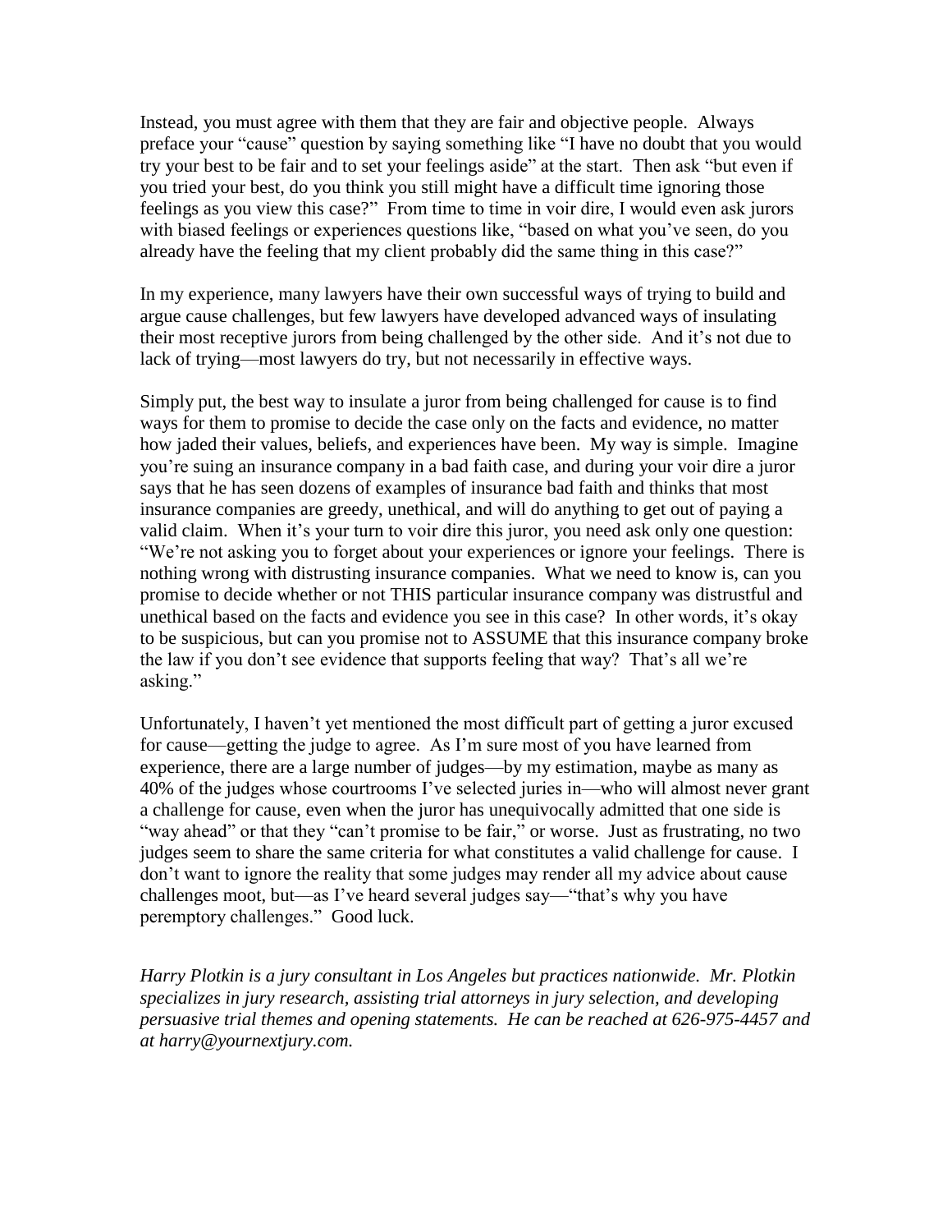Instead, you must agree with them that they are fair and objective people. Always preface your "cause" question by saying something like "I have no doubt that you would try your best to be fair and to set your feelings aside" at the start. Then ask "but even if you tried your best, do you think you still might have a difficult time ignoring those feelings as you view this case?" From time to time in voir dire, I would even ask jurors with biased feelings or experiences questions like, "based on what you've seen, do you already have the feeling that my client probably did the same thing in this case?"

In my experience, many lawyers have their own successful ways of trying to build and argue cause challenges, but few lawyers have developed advanced ways of insulating their most receptive jurors from being challenged by the other side. And it's not due to lack of trying—most lawyers do try, but not necessarily in effective ways.

Simply put, the best way to insulate a juror from being challenged for cause is to find ways for them to promise to decide the case only on the facts and evidence, no matter how jaded their values, beliefs, and experiences have been. My way is simple. Imagine you're suing an insurance company in a bad faith case, and during your voir dire a juror says that he has seen dozens of examples of insurance bad faith and thinks that most insurance companies are greedy, unethical, and will do anything to get out of paying a valid claim. When it's your turn to voir dire this juror, you need ask only one question: "We're not asking you to forget about your experiences or ignore your feelings. There is nothing wrong with distrusting insurance companies. What we need to know is, can you promise to decide whether or not THIS particular insurance company was distrustful and unethical based on the facts and evidence you see in this case? In other words, it's okay to be suspicious, but can you promise not to ASSUME that this insurance company broke the law if you don't see evidence that supports feeling that way? That's all we're asking."

Unfortunately, I haven't yet mentioned the most difficult part of getting a juror excused for cause—getting the judge to agree. As I'm sure most of you have learned from experience, there are a large number of judges—by my estimation, maybe as many as 40% of the judges whose courtrooms I've selected juries in—who will almost never grant a challenge for cause, even when the juror has unequivocally admitted that one side is "way ahead" or that they "can't promise to be fair," or worse. Just as frustrating, no two judges seem to share the same criteria for what constitutes a valid challenge for cause. I don't want to ignore the reality that some judges may render all my advice about cause challenges moot, but—as I've heard several judges say—"that's why you have peremptory challenges." Good luck.

*Harry Plotkin is a jury consultant in Los Angeles but practices nationwide. Mr. Plotkin specializes in jury research, assisting trial attorneys in jury selection, and developing persuasive trial themes and opening statements. He can be reached at 626-975-4457 and at harry@yournextjury.com.*